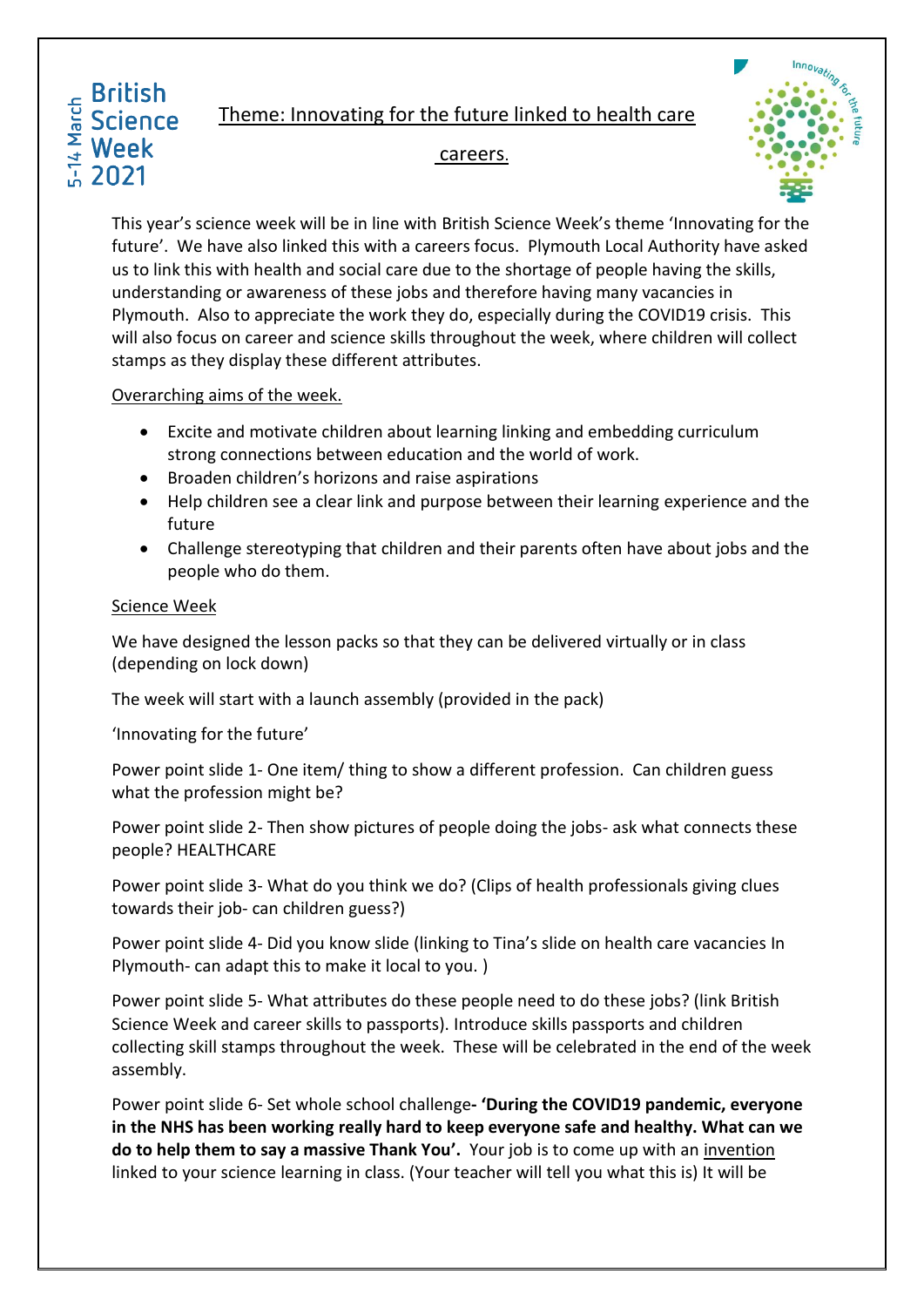British Science Week 2021
5-14 March

# Theme: Innovating for the future linked to health care careers.

This year's science week will be in line with British Science Week's theme 'Innovating for the future'. We have also linked this with a careers focus. Plymouth Local Authority have asked us to link this with health and social care due to the shortage of people having the skills, understanding or awareness of these jobs and therefore having many vacancies in Plymouth. Also to appreciate the work they do, especially during the COVID19 crisis. This will also focus on career and science skills throughout the week, where children will collect stamps as they display these different attributes.

## Overarching aims of the week.

- Excite and motivate children about learning linking and embedding curriculum strong connections between education and the world of work.
- Broaden children's horizons and raise aspirations
- Help children see a clear link and purpose between their learning experience and the future
- Challenge stereotyping that children and their parents often have about jobs and the people who do them.

## Science Week

We have designed the lesson packs so that they can be delivered virtually or in class (depending on lock down)

The week will start with a launch assembly (provided in the pack)

'Innovating for the future'

Power point slide 1- One item/ thing to show a different profession. Can children guess what the profession might be?

Power point slide 2- Then show pictures of people doing the jobs- ask what connects these people? HEALTHCARE

Power point slide 3- What do you think we do? (Clips of health professionals giving clues towards their job- can children guess?)

Power point slide 4- Did you know slide (linking to Tina's slide on health care vacancies In Plymouth- can adapt this to make it local to you. )

Power point slide 5- What attributes do these people need to do these jobs? (link British Science Week and career skills to passports). Introduce skills passports and children collecting skill stamps throughout the week. These will be celebrated in the end of the week assembly.

Power point slide 6- Set whole school challenge**- 'During the COVID19 pandemic, everyone in the NHS has been working really hard to keep everyone safe and healthy. What can we do to help them to say a massive Thank You'.** Your job is to come up with an invention linked to your science learning in class. (Your teacher will tell you what this is) It will be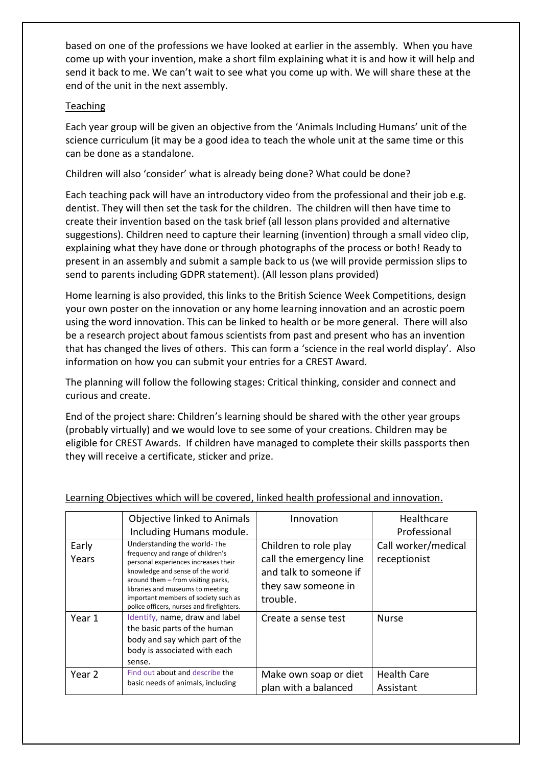based on one of the professions we have looked at earlier in the assembly. When you have come up with your invention, make a short film explaining what it is and how it will help and send it back to me. We can't wait to see what you come up with. We will share these at the end of the unit in the next assembly.

Teaching

Each year group will be given an objective from the 'Animals Including Humans' unit of the science curriculum (it may be a good idea to teach the whole unit at the same time or this can be done as a standalone.

Children will also 'consider' what is already being done? What could be done?

Each teaching pack will have an introductory video from the professional and their job e.g. dentist. They will then set the task for the children. The children will then have time to create their invention based on the task brief (all lesson plans provided and alternative suggestions). Children need to capture their learning (invention) through a small video clip, explaining what they have done or through photographs of the process or both! Ready to present in an assembly and submit a sample back to us (we will provide permission slips to send to parents including GDPR statement). (All lesson plans provided)

Home learning is also provided, this links to the British Science Week Competitions, design your own poster on the innovation or any home learning innovation and an acrostic poem using the word innovation. This can be linked to health or be more general. There will also be a research project about famous scientists from past and present who has an invention that has changed the lives of others. This can form a 'science in the real world display'. Also information on how you can submit your entries for a CREST Award.

The planning will follow the following stages: Critical thinking, consider and connect and curious and create.

End of the project share: Children's learning should be shared with the other year groups (probably virtually) and we would love to see some of your creations. Children may be eligible for CREST Awards. If children have managed to complete their skills passports then they will receive a certificate, sticker and prize.

Learning Objectives which will be covered, linked health professional and innovation.

| | Objective linked to Animals Including Humans module. | Innovation | Healthcare Professional |
|---|---|---|---|
| Early Years | Understanding the world- The frequency and range of children's personal experiences increases their knowledge and sense of the world around them – from visiting parks, libraries and museums to meeting important members of society such as police officers, nurses and firefighters. | Children to role play call the emergency line and talk to someone if they saw someone in trouble. | Call worker/medical receptionist |
| Year 1 | Identify, name, draw and label the basic parts of the human body and say which part of the body is associated with each sense. | Create a sense test | Nurse |
| Year 2 | Find out about and describe the basic needs of animals, including | Make own soap or diet plan with a balanced | Health Care Assistant |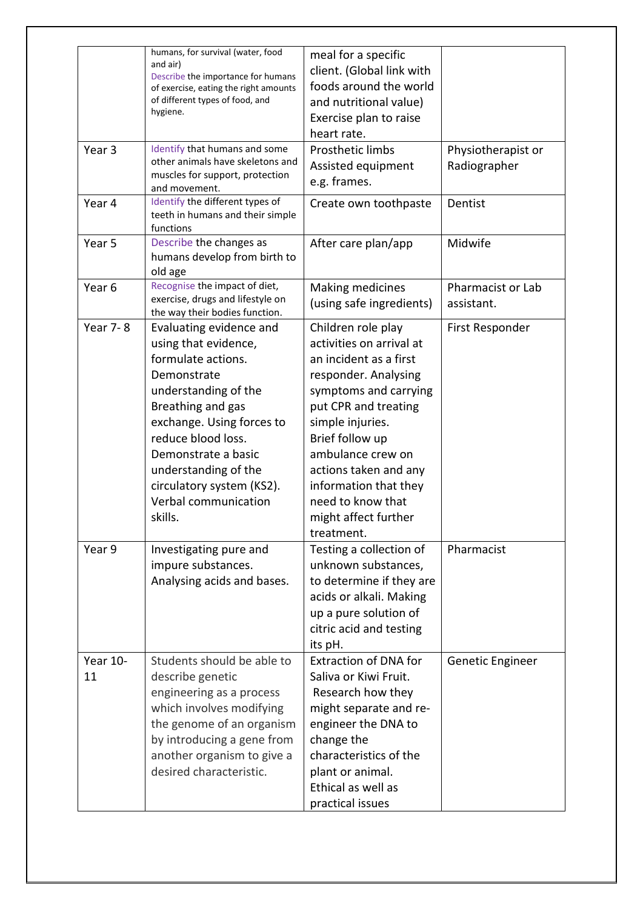| | | | |
|---|---|---|---|
| | humans, for survival (water, food and air) Describe the importance for humans of exercise, eating the right amounts of different types of food, and hygiene. | meal for a specific client. (Global link with foods around the world and nutritional value) Exercise plan to raise heart rate. | |
| Year 3 | Identify that humans and some other animals have skeletons and muscles for support, protection and movement. | Prosthetic limbs Assisted equipment e.g. frames. | Physiotherapist or Radiographer |
| Year 4 | Identify the different types of teeth in humans and their simple functions | Create own toothpaste | Dentist |
| Year 5 | Describe the changes as humans develop from birth to old age | After care plan/app | Midwife |
| Year 6 | Recognise the impact of diet, exercise, drugs and lifestyle on the way their bodies function. | Making medicines (using safe ingredients) | Pharmacist or Lab assistant. |
| Year 7- 8 | Evaluating evidence and using that evidence, formulate actions. Demonstrate understanding of the Breathing and gas exchange. Using forces to reduce blood loss. Demonstrate a basic understanding of the circulatory system (KS2). Verbal communication skills. | Children role play activities on arrival at an incident as a first responder. Analysing symptoms and carrying put CPR and treating simple injuries. Brief follow up ambulance crew on actions taken and any information that they need to know that might affect further treatment. | First Responder |
| Year 9 | Investigating pure and impure substances. Analysing acids and bases. | Testing a collection of unknown substances, to determine if they are acids or alkali. Making up a pure solution of citric acid and testing its pH. | Pharmacist |
| Year 10-11 | Students should be able to describe genetic engineering as a process which involves modifying the genome of an organism by introducing a gene from another organism to give a desired characteristic. | Extraction of DNA for Saliva or Kiwi Fruit. Research how they might separate and re-engineer the DNA to change the characteristics of the plant or animal. Ethical as well as practical issues | Genetic Engineer |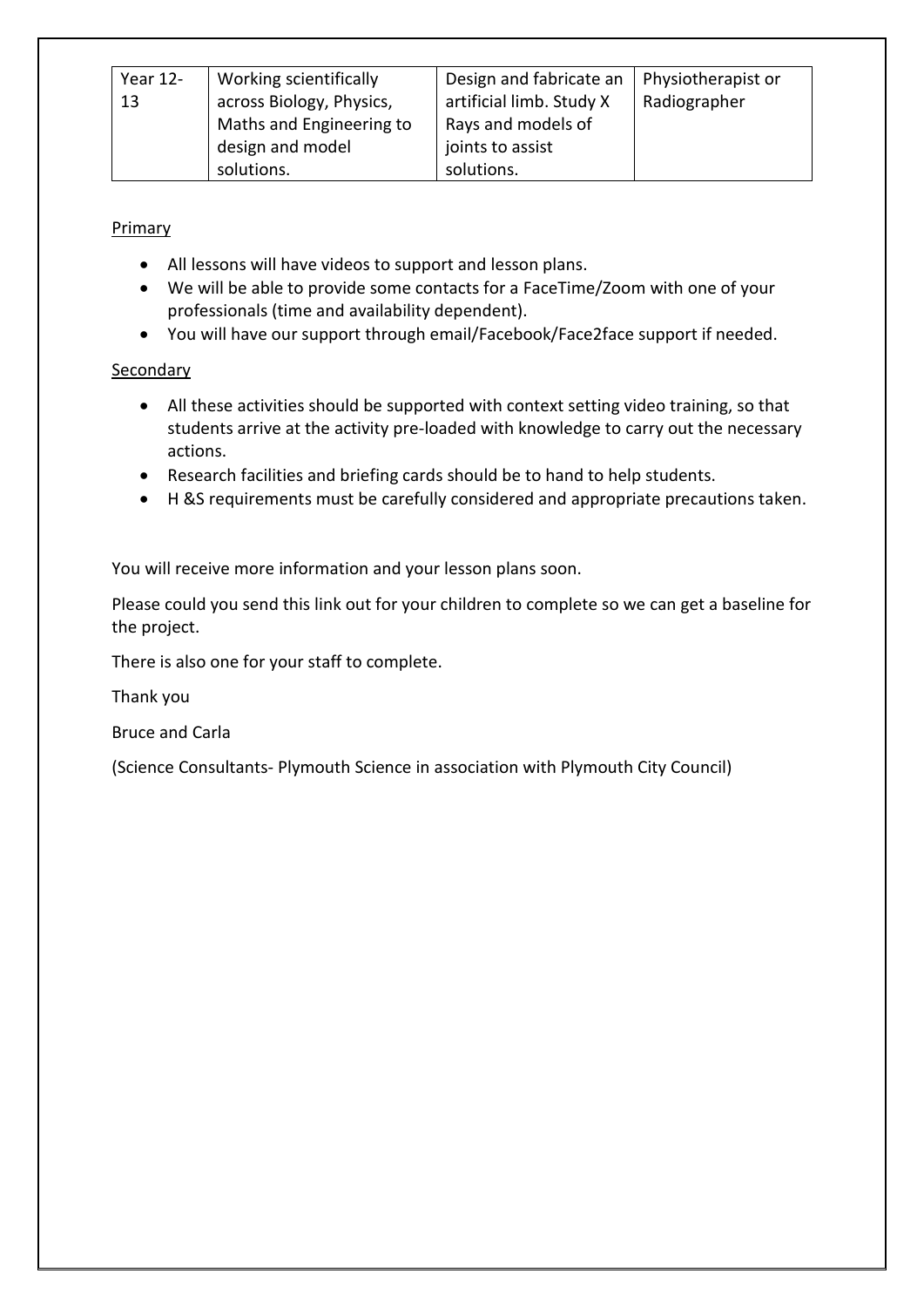| | | | |
|---|---|---|---|
| Year 12-13 | Working scientifically across Biology, Physics, Maths and Engineering to design and model solutions. | Design and fabricate an artificial limb. Study X Rays and models of joints to assist solutions. | Physiotherapist or Radiographer |

Primary

- All lessons will have videos to support and lesson plans.
- We will be able to provide some contacts for a FaceTime/Zoom with one of your professionals (time and availability dependent).
- You will have our support through email/Facebook/Face2face support if needed.

Secondary

- All these activities should be supported with context setting video training, so that students arrive at the activity pre-loaded with knowledge to carry out the necessary actions.
- Research facilities and briefing cards should be to hand to help students.
- H &S requirements must be carefully considered and appropriate precautions taken.

You will receive more information and your lesson plans soon.

Please could you send this link out for your children to complete so we can get a baseline for the project.

There is also one for your staff to complete.

Thank you

Bruce and Carla

(Science Consultants- Plymouth Science in association with Plymouth City Council)